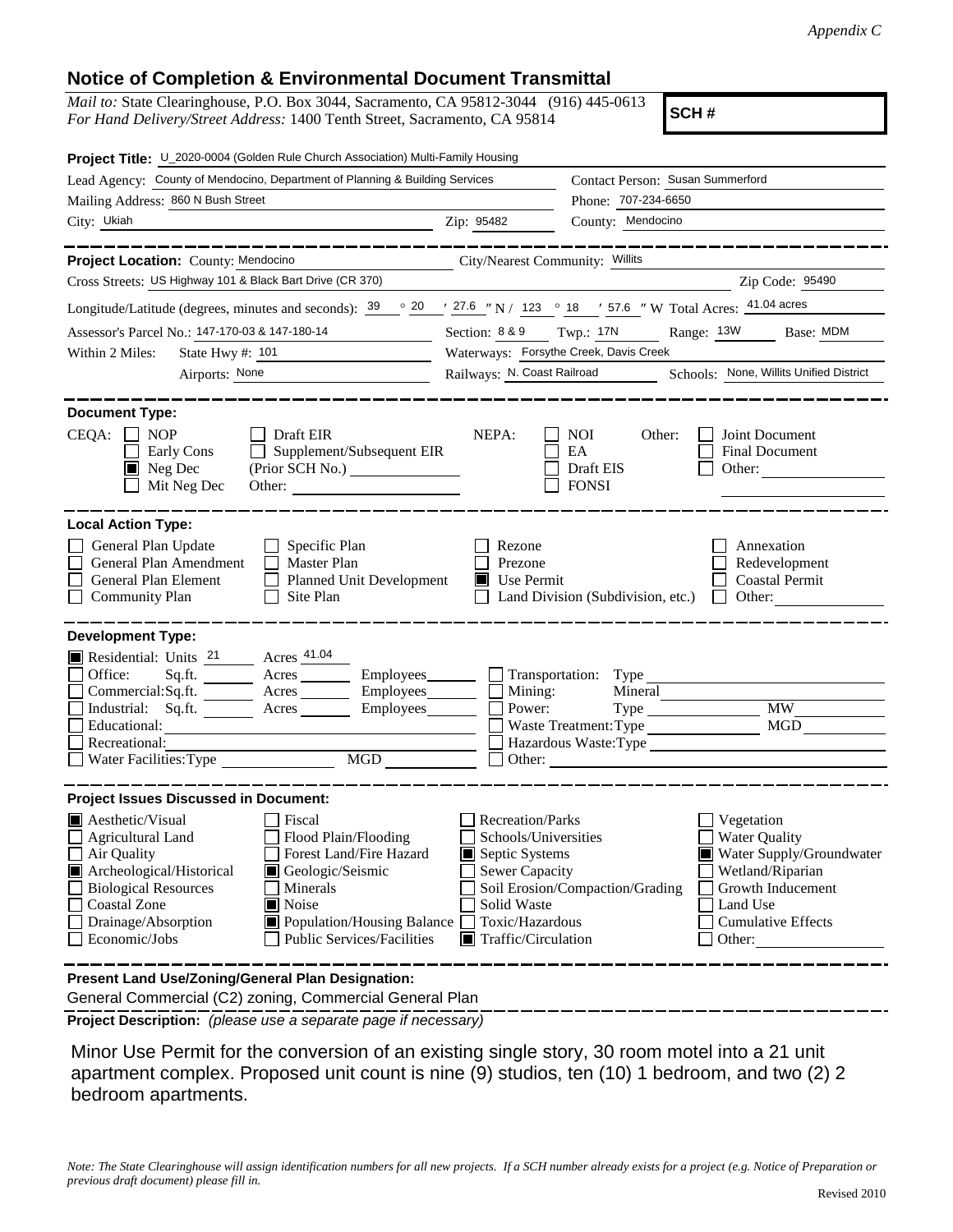*Appendix C*

## Notice of Completion & Environmental Document Transmittal

*Mail to:* State Clearinghouse, P.O. Box 3044, Sacramento, CA 95812-3044 (916) 445-0613
*For Hand Delivery/Street Address:* 1400 Tenth Street, Sacramento, CA 95814

**SCH #**

**Project Title:** U_2020-0004 (Golden Rule Church Association) Multi-Family Housing

Lead Agency: County of Mendocino, Department of Planning & Building Services
Contact Person: Susan Summerford

Mailing Address: 860 N Bush Street
Phone: 707-234-6650

City: Ukiah Zip: 95482 County: Mendocino

---

**Project Location:** County: Mendocino City/Nearest Community: Willits

Cross Streets: US Highway 101 & Black Bart Drive (CR 370) Zip Code: 95490

Longitude/Latitude (degrees, minutes and seconds): 39 ° 20 ′ 27.6 ″ N / 123 ° 18 ′ 57.6 ″ W Total Acres: 41.04 acres

Assessor's Parcel No.: 147-170-03 & 147-180-14 Section: 8 & 9 Twp.: 17N Range: 13W Base: MDM

Within 2 Miles: State Hwy #: 101 Waterways: Forsythe Creek, Davis Creek

Airports: None Railways: N. Coast Railroad Schools: None, Willits Unified District

---

**Document Type:**

CEQA: ☐ NOP ☐ Early Cons ■ Neg Dec ☐ Mit Neg Dec ☐ Draft EIR ☐ Supplement/Subsequent EIR (Prior SCH No.) ☐ Other:

NEPA: ☐ NOI ☐ EA ☐ Draft EIS ☐ FONSI

Other: ☐ Joint Document ☐ Final Document ☐ Other:

---

**Local Action Type:**

☐ General Plan Update ☐ General Plan Amendment ☐ General Plan Element ☐ Community Plan ☐ Specific Plan ☐ Master Plan ☐ Planned Unit Development ☐ Site Plan ☐ Rezone ☐ Prezone ■ Use Permit ☐ Land Division (Subdivision, etc.) ☐ Annexation ☐ Redevelopment ☐ Coastal Permit ☐ Other:

---

**Development Type:**

■ Residential: Units 21 Acres 41.04
☐ Office: Sq.ft. Acres Employees
☐ Commercial: Sq.ft. Acres Employees
☐ Industrial: Sq.ft. Acres Employees
☐ Educational:
☐ Recreational:
☐ Water Facilities: Type MGD
☐ Transportation: Type
☐ Mining: Mineral
☐ Power: Type MW
☐ Waste Treatment: Type MGD
☐ Hazardous Waste: Type
☐ Other:

---

**Project Issues Discussed in Document:**

■ Aesthetic/Visual
☐ Agricultural Land
☐ Air Quality
■ Archeological/Historical
☐ Biological Resources
☐ Coastal Zone
☐ Drainage/Absorption
☐ Economic/Jobs
☐ Fiscal
☐ Flood Plain/Flooding
☐ Forest Land/Fire Hazard
■ Geologic/Seismic
☐ Minerals
■ Noise
■ Population/Housing Balance
☐ Public Services/Facilities
☐ Recreation/Parks
☐ Schools/Universities
■ Septic Systems
☐ Sewer Capacity
☐ Soil Erosion/Compaction/Grading
☐ Solid Waste
☐ Toxic/Hazardous
■ Traffic/Circulation
☐ Vegetation
☐ Water Quality
■ Water Supply/Groundwater
☐ Wetland/Riparian
☐ Growth Inducement
☐ Land Use
☐ Cumulative Effects
☐ Other:

---

**Present Land Use/Zoning/General Plan Designation:**

General Commercial (C2) zoning, Commercial General Plan

**Project Description:** *(please use a separate page if necessary)*

Minor Use Permit for the conversion of an existing single story, 30 room motel into a 21 unit apartment complex. Proposed unit count is nine (9) studios, ten (10) 1 bedroom, and two (2) 2 bedroom apartments.

*Note: The State Clearinghouse will assign identification numbers for all new projects. If a SCH number already exists for a project (e.g. Notice of Preparation or previous draft document) please fill in.*

Revised 2010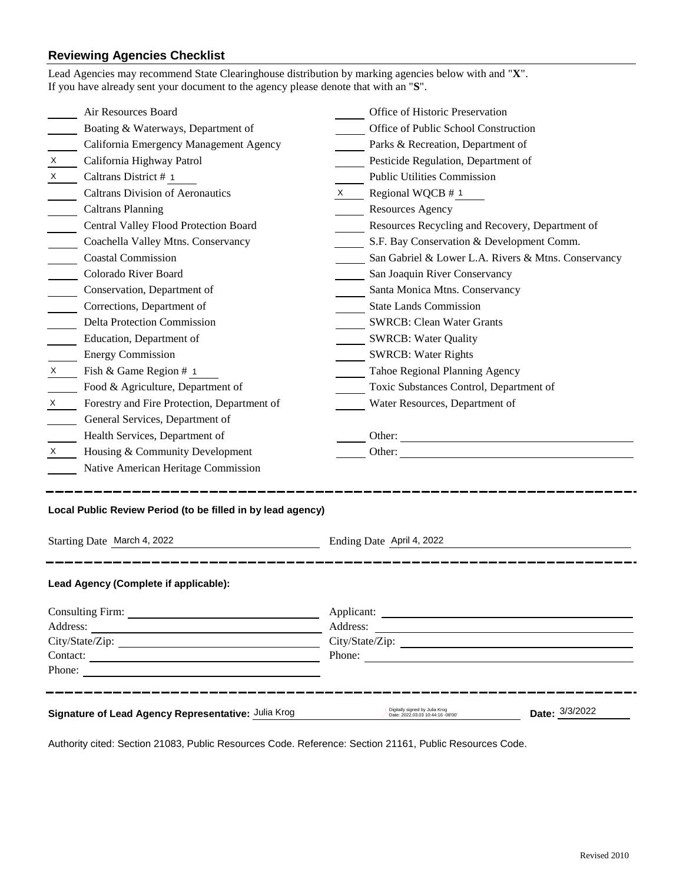## Reviewing Agencies Checklist

Lead Agencies may recommend State Clearinghouse distribution by marking agencies below with and "**X**".
If you have already sent your document to the agency please denote that with an "**S**".

| | | | |
|---|---|---|---|
| | Air Resources Board | | Office of Historic Preservation |
| | Boating & Waterways, Department of | | Office of Public School Construction |
| | California Emergency Management Agency | | Parks & Recreation, Department of |
| X | California Highway Patrol | | Pesticide Regulation, Department of |
| X | Caltrans District # 1 | | Public Utilities Commission |
| | Caltrans Division of Aeronautics | X | Regional WQCB # 1 |
| | Caltrans Planning | | Resources Agency |
| | Central Valley Flood Protection Board | | Resources Recycling and Recovery, Department of |
| | Coachella Valley Mtns. Conservancy | | S.F. Bay Conservation & Development Comm. |
| | Coastal Commission | | San Gabriel & Lower L.A. Rivers & Mtns. Conservancy |
| | Colorado River Board | | San Joaquin River Conservancy |
| | Conservation, Department of | | Santa Monica Mtns. Conservancy |
| | Corrections, Department of | | State Lands Commission |
| | Delta Protection Commission | | SWRCB: Clean Water Grants |
| | Education, Department of | | SWRCB: Water Quality |
| | Energy Commission | | SWRCB: Water Rights |
| X | Fish & Game Region # 1 | | Tahoe Regional Planning Agency |
| | Food & Agriculture, Department of | | Toxic Substances Control, Department of |
| X | Forestry and Fire Protection, Department of | | Water Resources, Department of |
| | General Services, Department of | | |
| | Health Services, Department of | | Other: |
| X | Housing & Community Development | | Other: |
| | Native American Heritage Commission | | |

---

**Local Public Review Period (to be filled in by lead agency)**

Starting Date March 4, 2022 Ending Date April 4, 2022

---

**Lead Agency (Complete if applicable):**

Consulting Firm:
Address:
City/State/Zip:
Contact:
Phone:

Applicant:
Address:
City/State/Zip:
Phone:

---

**Signature of Lead Agency Representative:** Julia Krog Digitally signed by Julia Krog Date: 2022.03.03 10:44:16 -08'00' **Date:** 3/3/2022

Authority cited: Section 21083, Public Resources Code. Reference: Section 21161, Public Resources Code.

Revised 2010